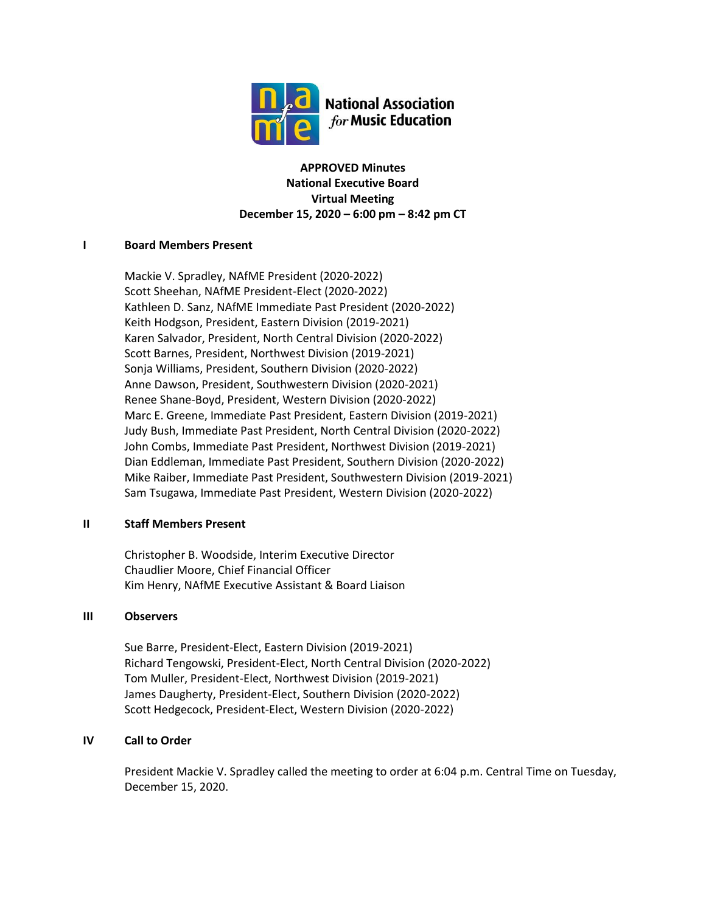National Association *for* Music Education

**APPROVED Minutes**
**National Executive Board**
**Virtual Meeting**
**December 15, 2020 – 6:00 pm – 8:42 pm CT**

## I Board Members Present

Mackie V. Spradley, NAfME President (2020-2022)
Scott Sheehan, NAfME President-Elect (2020-2022)
Kathleen D. Sanz, NAfME Immediate Past President (2020-2022)
Keith Hodgson, President, Eastern Division (2019-2021)
Karen Salvador, President, North Central Division (2020-2022)
Scott Barnes, President, Northwest Division (2019-2021)
Sonja Williams, President, Southern Division (2020-2022)
Anne Dawson, President, Southwestern Division (2020-2021)
Renee Shane-Boyd, President, Western Division (2020-2022)
Marc E. Greene, Immediate Past President, Eastern Division (2019-2021)
Judy Bush, Immediate Past President, North Central Division (2020-2022)
John Combs, Immediate Past President, Northwest Division (2019-2021)
Dian Eddleman, Immediate Past President, Southern Division (2020-2022)
Mike Raiber, Immediate Past President, Southwestern Division (2019-2021)
Sam Tsugawa, Immediate Past President, Western Division (2020-2022)

## II Staff Members Present

Christopher B. Woodside, Interim Executive Director
Chaudlier Moore, Chief Financial Officer
Kim Henry, NAfME Executive Assistant & Board Liaison

## III Observers

Sue Barre, President-Elect, Eastern Division (2019-2021)
Richard Tengowski, President-Elect, North Central Division (2020-2022)
Tom Muller, President-Elect, Northwest Division (2019-2021)
James Daugherty, President-Elect, Southern Division (2020-2022)
Scott Hedgecock, President-Elect, Western Division (2020-2022)

## IV Call to Order

President Mackie V. Spradley called the meeting to order at 6:04 p.m. Central Time on Tuesday, December 15, 2020.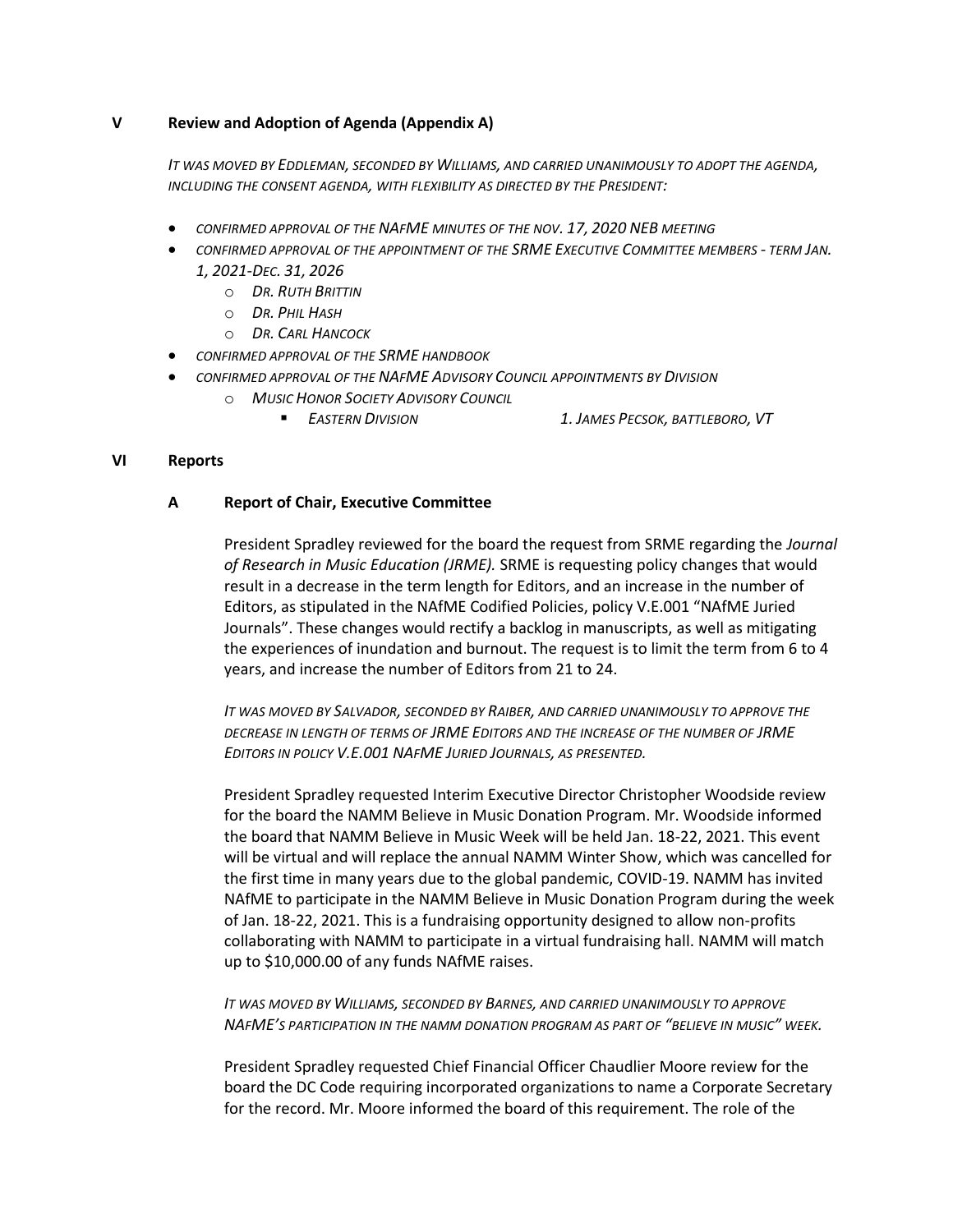## V Review and Adoption of Agenda (Appendix A)

*IT WAS MOVED BY EDDLEMAN, SECONDED BY WILLIAMS, AND CARRIED UNANIMOUSLY TO ADOPT THE AGENDA, INCLUDING THE CONSENT AGENDA, WITH FLEXIBILITY AS DIRECTED BY THE PRESIDENT:*

- *CONFIRMED APPROVAL OF THE NAFME MINUTES OF THE NOV. 17, 2020 NEB MEETING*
- *CONFIRMED APPROVAL OF THE APPOINTMENT OF THE SRME EXECUTIVE COMMITTEE MEMBERS - TERM JAN. 1, 2021-DEC. 31, 2026*
  - *DR. RUTH BRITTIN*
  - *DR. PHIL HASH*
  - *DR. CARL HANCOCK*
- *CONFIRMED APPROVAL OF THE SRME HANDBOOK*
- *CONFIRMED APPROVAL OF THE NAFME ADVISORY COUNCIL APPOINTMENTS BY DIVISION*
  - *MUSIC HONOR SOCIETY ADVISORY COUNCIL*
    - *EASTERN DIVISION* — *1. JAMES PECSOK, BATTLEBORO, VT*

## VI Reports

### A Report of Chair, Executive Committee

President Spradley reviewed for the board the request from SRME regarding the *Journal of Research in Music Education (JRME).* SRME is requesting policy changes that would result in a decrease in the term length for Editors, and an increase in the number of Editors, as stipulated in the NAfME Codified Policies, policy V.E.001 "NAfME Juried Journals". These changes would rectify a backlog in manuscripts, as well as mitigating the experiences of inundation and burnout. The request is to limit the term from 6 to 4 years, and increase the number of Editors from 21 to 24.

*IT WAS MOVED BY SALVADOR, SECONDED BY RAIBER, AND CARRIED UNANIMOUSLY TO APPROVE THE DECREASE IN LENGTH OF TERMS OF JRME EDITORS AND THE INCREASE OF THE NUMBER OF JRME EDITORS IN POLICY V.E.001 NAFME JURIED JOURNALS, AS PRESENTED.*

President Spradley requested Interim Executive Director Christopher Woodside review for the board the NAMM Believe in Music Donation Program. Mr. Woodside informed the board that NAMM Believe in Music Week will be held Jan. 18-22, 2021. This event will be virtual and will replace the annual NAMM Winter Show, which was cancelled for the first time in many years due to the global pandemic, COVID-19. NAMM has invited NAfME to participate in the NAMM Believe in Music Donation Program during the week of Jan. 18-22, 2021. This is a fundraising opportunity designed to allow non-profits collaborating with NAMM to participate in a virtual fundraising hall. NAMM will match up to $10,000.00 of any funds NAfME raises.

*IT WAS MOVED BY WILLIAMS, SECONDED BY BARNES, AND CARRIED UNANIMOUSLY TO APPROVE NAFME'S PARTICIPATION IN THE NAMM DONATION PROGRAM AS PART OF "BELIEVE IN MUSIC" WEEK.*

President Spradley requested Chief Financial Officer Chaudlier Moore review for the board the DC Code requiring incorporated organizations to name a Corporate Secretary for the record. Mr. Moore informed the board of this requirement. The role of the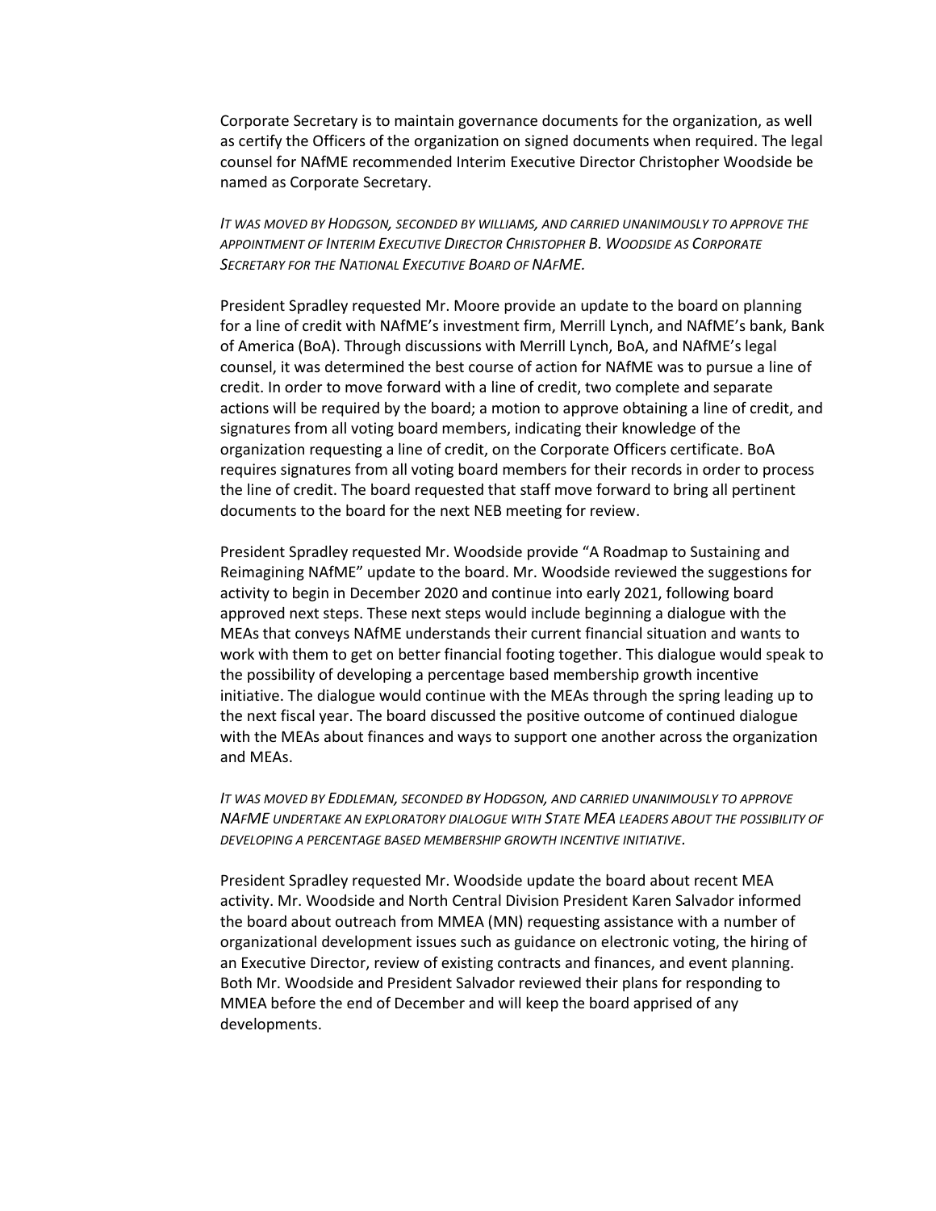Corporate Secretary is to maintain governance documents for the organization, as well as certify the Officers of the organization on signed documents when required. The legal counsel for NAfME recommended Interim Executive Director Christopher Woodside be named as Corporate Secretary.

*IT WAS MOVED BY HODGSON, SECONDED BY WILLIAMS, AND CARRIED UNANIMOUSLY TO APPROVE THE APPOINTMENT OF INTERIM EXECUTIVE DIRECTOR CHRISTOPHER B. WOODSIDE AS CORPORATE SECRETARY FOR THE NATIONAL EXECUTIVE BOARD OF NAFME.*

President Spradley requested Mr. Moore provide an update to the board on planning for a line of credit with NAfME's investment firm, Merrill Lynch, and NAfME's bank, Bank of America (BoA). Through discussions with Merrill Lynch, BoA, and NAfME's legal counsel, it was determined the best course of action for NAfME was to pursue a line of credit. In order to move forward with a line of credit, two complete and separate actions will be required by the board; a motion to approve obtaining a line of credit, and signatures from all voting board members, indicating their knowledge of the organization requesting a line of credit, on the Corporate Officers certificate. BoA requires signatures from all voting board members for their records in order to process the line of credit. The board requested that staff move forward to bring all pertinent documents to the board for the next NEB meeting for review.

President Spradley requested Mr. Woodside provide "A Roadmap to Sustaining and Reimagining NAfME" update to the board. Mr. Woodside reviewed the suggestions for activity to begin in December 2020 and continue into early 2021, following board approved next steps. These next steps would include beginning a dialogue with the MEAs that conveys NAfME understands their current financial situation and wants to work with them to get on better financial footing together. This dialogue would speak to the possibility of developing a percentage based membership growth incentive initiative. The dialogue would continue with the MEAs through the spring leading up to the next fiscal year. The board discussed the positive outcome of continued dialogue with the MEAs about finances and ways to support one another across the organization and MEAs.

*IT WAS MOVED BY EDDLEMAN, SECONDED BY HODGSON, AND CARRIED UNANIMOUSLY TO APPROVE NAFME UNDERTAKE AN EXPLORATORY DIALOGUE WITH STATE MEA LEADERS ABOUT THE POSSIBILITY OF DEVELOPING A PERCENTAGE BASED MEMBERSHIP GROWTH INCENTIVE INITIATIVE.*

President Spradley requested Mr. Woodside update the board about recent MEA activity. Mr. Woodside and North Central Division President Karen Salvador informed the board about outreach from MMEA (MN) requesting assistance with a number of organizational development issues such as guidance on electronic voting, the hiring of an Executive Director, review of existing contracts and finances, and event planning. Both Mr. Woodside and President Salvador reviewed their plans for responding to MMEA before the end of December and will keep the board apprised of any developments.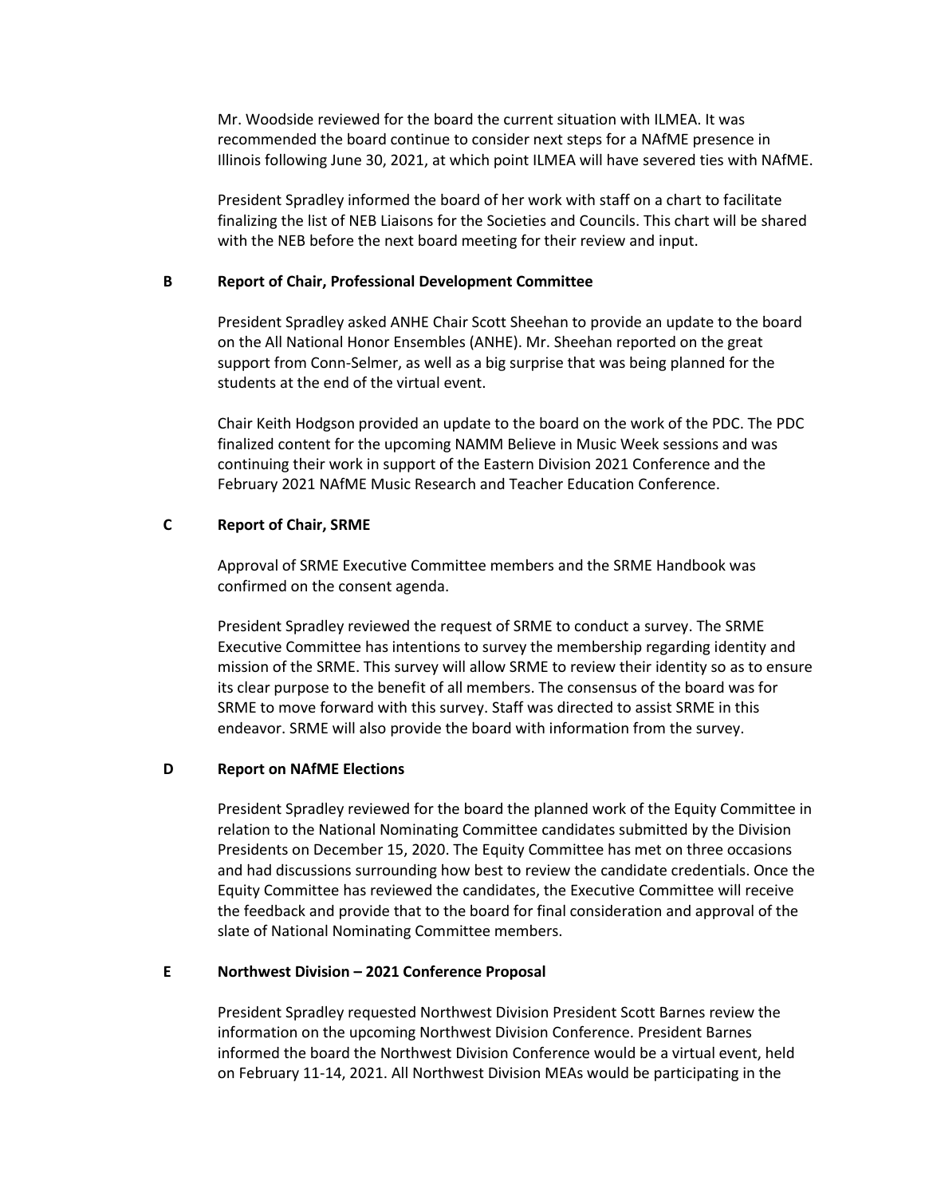Mr. Woodside reviewed for the board the current situation with ILMEA. It was recommended the board continue to consider next steps for a NAfME presence in Illinois following June 30, 2021, at which point ILMEA will have severed ties with NAfME.

President Spradley informed the board of her work with staff on a chart to facilitate finalizing the list of NEB Liaisons for the Societies and Councils. This chart will be shared with the NEB before the next board meeting for their review and input.

### B Report of Chair, Professional Development Committee

President Spradley asked ANHE Chair Scott Sheehan to provide an update to the board on the All National Honor Ensembles (ANHE). Mr. Sheehan reported on the great support from Conn-Selmer, as well as a big surprise that was being planned for the students at the end of the virtual event.

Chair Keith Hodgson provided an update to the board on the work of the PDC. The PDC finalized content for the upcoming NAMM Believe in Music Week sessions and was continuing their work in support of the Eastern Division 2021 Conference and the February 2021 NAfME Music Research and Teacher Education Conference.

### C Report of Chair, SRME

Approval of SRME Executive Committee members and the SRME Handbook was confirmed on the consent agenda.

President Spradley reviewed the request of SRME to conduct a survey. The SRME Executive Committee has intentions to survey the membership regarding identity and mission of the SRME. This survey will allow SRME to review their identity so as to ensure its clear purpose to the benefit of all members. The consensus of the board was for SRME to move forward with this survey. Staff was directed to assist SRME in this endeavor. SRME will also provide the board with information from the survey.

### D Report on NAfME Elections

President Spradley reviewed for the board the planned work of the Equity Committee in relation to the National Nominating Committee candidates submitted by the Division Presidents on December 15, 2020. The Equity Committee has met on three occasions and had discussions surrounding how best to review the candidate credentials. Once the Equity Committee has reviewed the candidates, the Executive Committee will receive the feedback and provide that to the board for final consideration and approval of the slate of National Nominating Committee members.

### E Northwest Division – 2021 Conference Proposal

President Spradley requested Northwest Division President Scott Barnes review the information on the upcoming Northwest Division Conference. President Barnes informed the board the Northwest Division Conference would be a virtual event, held on February 11-14, 2021. All Northwest Division MEAs would be participating in the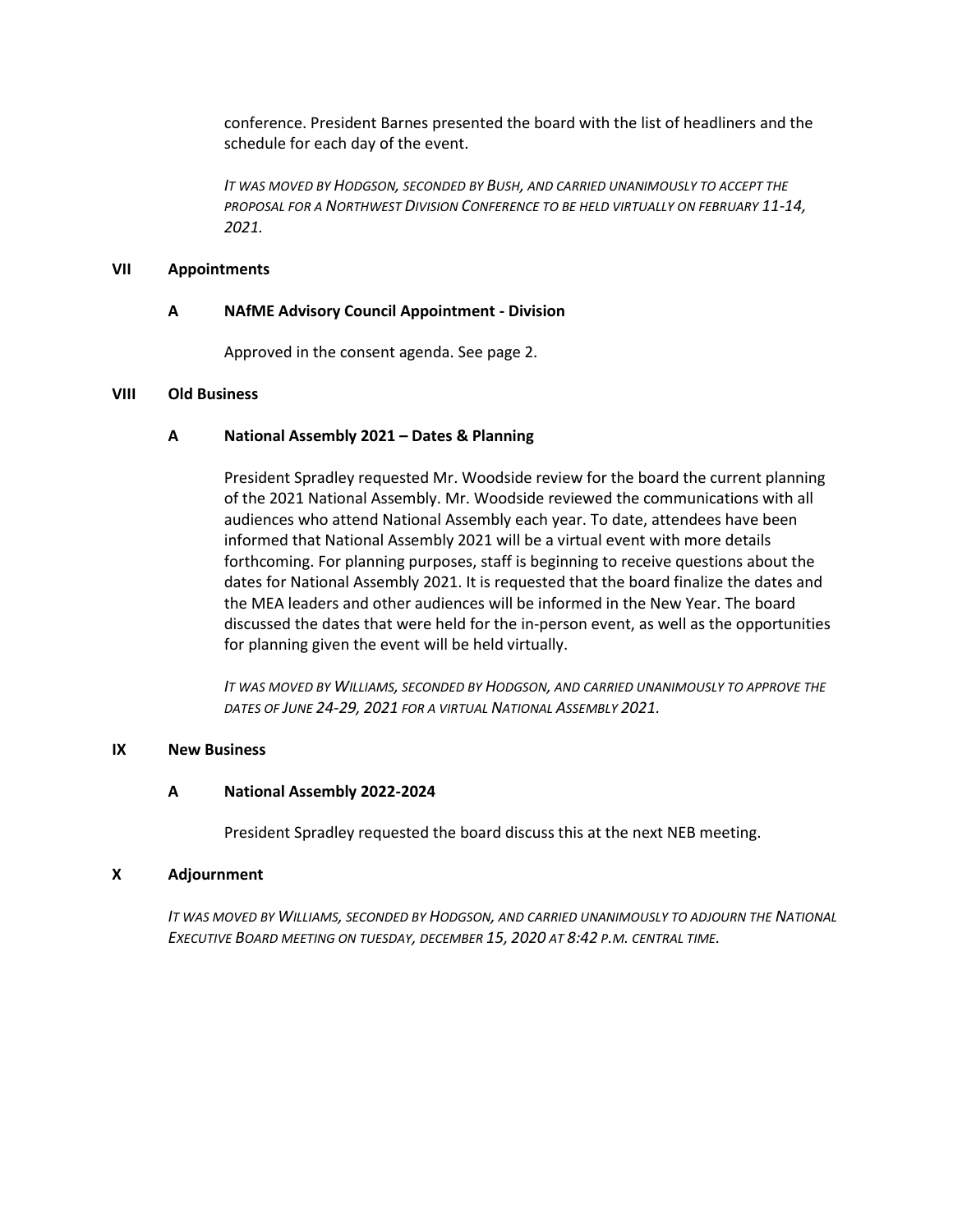conference. President Barnes presented the board with the list of headliners and the schedule for each day of the event.

*IT WAS MOVED BY HODGSON, SECONDED BY BUSH, AND CARRIED UNANIMOUSLY TO ACCEPT THE PROPOSAL FOR A NORTHWEST DIVISION CONFERENCE TO BE HELD VIRTUALLY ON FEBRUARY 11-14, 2021.*

## VII Appointments

### A NAfME Advisory Council Appointment - Division

Approved in the consent agenda. See page 2.

## VIII Old Business

### A National Assembly 2021 – Dates & Planning

President Spradley requested Mr. Woodside review for the board the current planning of the 2021 National Assembly. Mr. Woodside reviewed the communications with all audiences who attend National Assembly each year. To date, attendees have been informed that National Assembly 2021 will be a virtual event with more details forthcoming. For planning purposes, staff is beginning to receive questions about the dates for National Assembly 2021. It is requested that the board finalize the dates and the MEA leaders and other audiences will be informed in the New Year. The board discussed the dates that were held for the in-person event, as well as the opportunities for planning given the event will be held virtually.

*IT WAS MOVED BY WILLIAMS, SECONDED BY HODGSON, AND CARRIED UNANIMOUSLY TO APPROVE THE DATES OF JUNE 24-29, 2021 FOR A VIRTUAL NATIONAL ASSEMBLY 2021.*

## IX New Business

### A National Assembly 2022-2024

President Spradley requested the board discuss this at the next NEB meeting.

## X Adjournment

*IT WAS MOVED BY WILLIAMS, SECONDED BY HODGSON, AND CARRIED UNANIMOUSLY TO ADJOURN THE NATIONAL EXECUTIVE BOARD MEETING ON TUESDAY, DECEMBER 15, 2020 AT 8:42 P.M. CENTRAL TIME.*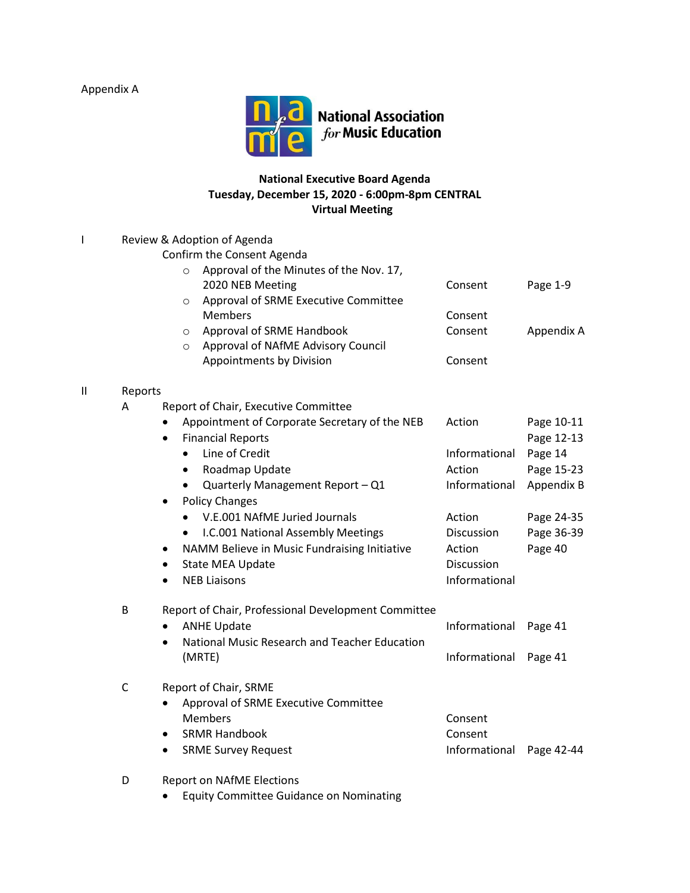Appendix A

National Association *for* Music Education

**National Executive Board Agenda**
**Tuesday, December 15, 2020 - 6:00pm-8pm CENTRAL**
**Virtual Meeting**

I Review & Adoption of Agenda

Confirm the Consent Agenda

| Item | Type | Reference |
|---|---|---|
| ○ Approval of the Minutes of the Nov. 17, 2020 NEB Meeting | Consent | Page 1-9 |
| ○ Approval of SRME Executive Committee Members | Consent | |
| ○ Approval of SRME Handbook | Consent | Appendix A |
| ○ Approval of NAfME Advisory Council Appointments by Division | Consent | |

II Reports

A Report of Chair, Executive Committee

| Item | Type | Reference |
|---|---|---|
| • Appointment of Corporate Secretary of the NEB | Action | Page 10-11 |
| • Financial Reports | | Page 12-13 |
| &nbsp;&nbsp;&nbsp;&nbsp;• Line of Credit | Informational | Page 14 |
| &nbsp;&nbsp;&nbsp;&nbsp;• Roadmap Update | Action | Page 15-23 |
| &nbsp;&nbsp;&nbsp;&nbsp;• Quarterly Management Report – Q1 | Informational | Appendix B |
| • Policy Changes | | |
| &nbsp;&nbsp;&nbsp;&nbsp;• V.E.001 NAfME Juried Journals | Action | Page 24-35 |
| &nbsp;&nbsp;&nbsp;&nbsp;• I.C.001 National Assembly Meetings | Discussion | Page 36-39 |
| • NAMM Believe in Music Fundraising Initiative | Action | Page 40 |
| • State MEA Update | Discussion | |
| • NEB Liaisons | Informational | |

B Report of Chair, Professional Development Committee

| Item | Type | Reference |
|---|---|---|
| • ANHE Update | Informational | Page 41 |
| • National Music Research and Teacher Education (MRTE) | Informational | Page 41 |

C Report of Chair, SRME

| Item | Type | Reference |
|---|---|---|
| • Approval of SRME Executive Committee Members | Consent | |
| • SRMR Handbook | Consent | |
| • SRME Survey Request | Informational | Page 42-44 |

D Report on NAfME Elections

- Equity Committee Guidance on Nominating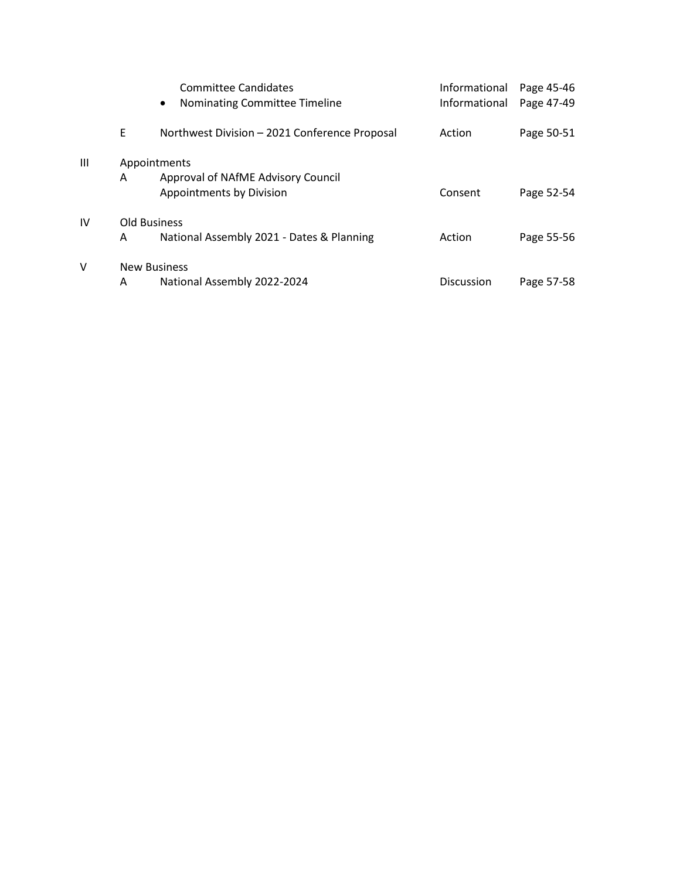| | | | | |
|---|---|---|---|---|
| | | Committee Candidates | Informational | Page 45-46 |
| | | • Nominating Committee Timeline | Informational | Page 47-49 |
| | E | Northwest Division – 2021 Conference Proposal | Action | Page 50-51 |
| III | Appointments | | | |
| | A | Approval of NAfME Advisory Council Appointments by Division | Consent | Page 52-54 |
| IV | Old Business | | | |
| | A | National Assembly 2021 - Dates & Planning | Action | Page 55-56 |
| V | New Business | | | |
| | A | National Assembly 2022-2024 | Discussion | Page 57-58 |